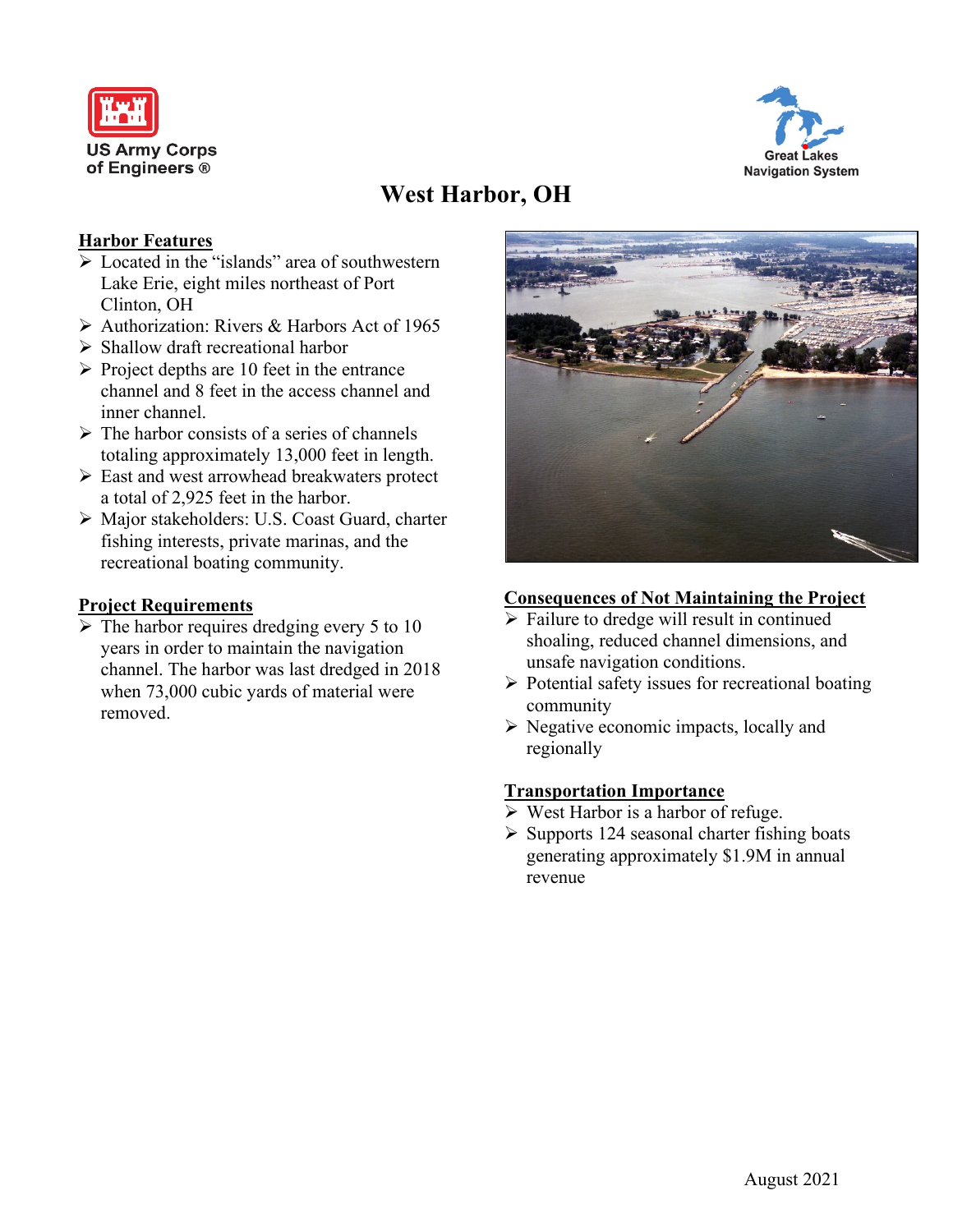US Army Corps of Engineers ®

Great Lakes Navigation System

# West Harbor, OH

## Harbor Features

- Located in the "islands" area of southwestern Lake Erie, eight miles northeast of Port Clinton, OH
- Authorization: Rivers & Harbors Act of 1965
- Shallow draft recreational harbor
- Project depths are 10 feet in the entrance channel and 8 feet in the access channel and inner channel.
- The harbor consists of a series of channels totaling approximately 13,000 feet in length.
- East and west arrowhead breakwaters protect a total of 2,925 feet in the harbor.
- Major stakeholders: U.S. Coast Guard, charter fishing interests, private marinas, and the recreational boating community.

## Project Requirements

- The harbor requires dredging every 5 to 10 years in order to maintain the navigation channel. The harbor was last dredged in 2018 when 73,000 cubic yards of material were removed.

## Consequences of Not Maintaining the Project

- Failure to dredge will result in continued shoaling, reduced channel dimensions, and unsafe navigation conditions.
- Potential safety issues for recreational boating community
- Negative economic impacts, locally and regionally

## Transportation Importance

- West Harbor is a harbor of refuge.
- Supports 124 seasonal charter fishing boats generating approximately $1.9M in annual revenue

August 2021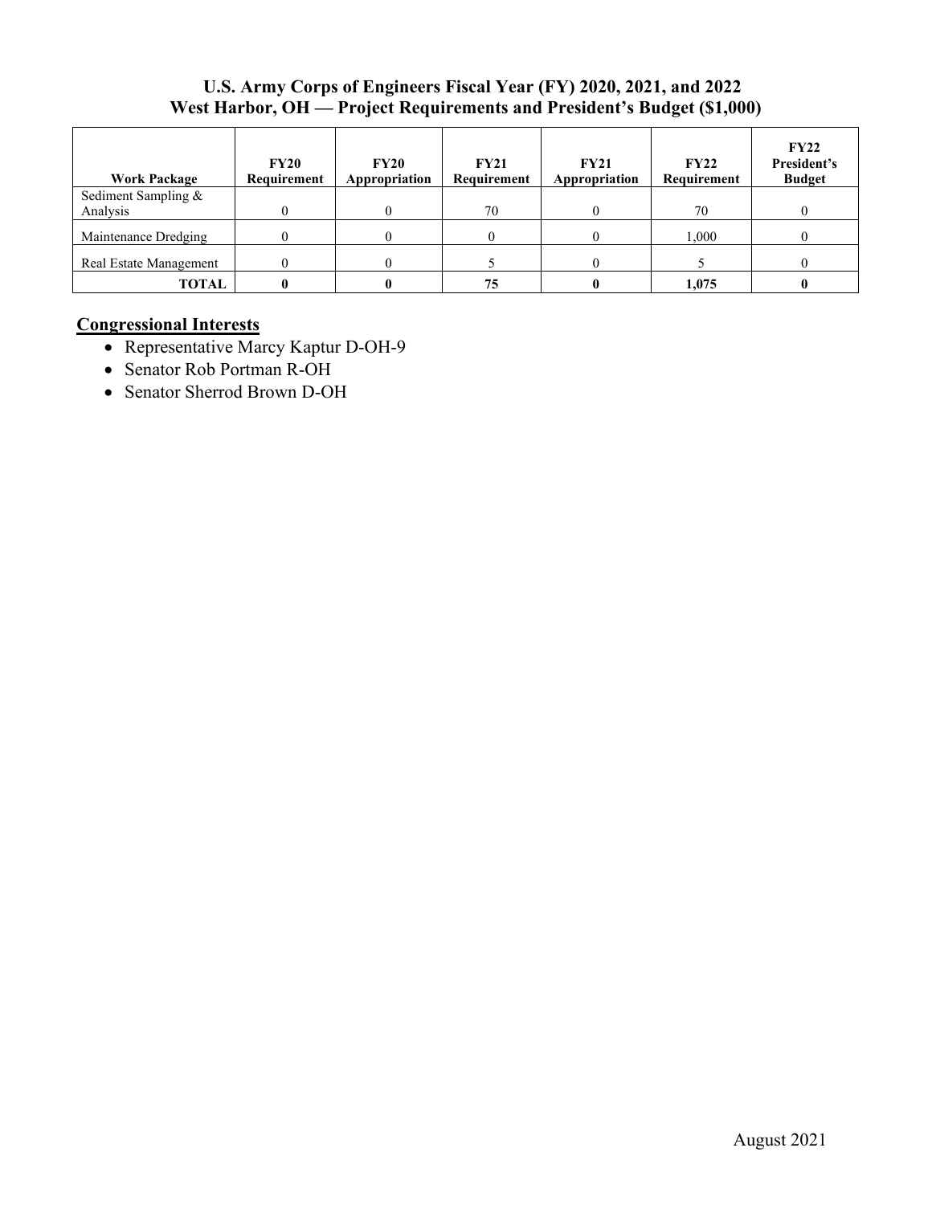## U.S. Army Corps of Engineers Fiscal Year (FY) 2020, 2021, and 2022
## West Harbor, OH — Project Requirements and President's Budget ($1,000)

| Work Package | FY20 Requirement | FY20 Appropriation | FY21 Requirement | FY21 Appropriation | FY22 Requirement | FY22 President's Budget |
|---|---|---|---|---|---|---|
| Sediment Sampling & Analysis | 0 | 0 | 70 | 0 | 70 | 0 |
| Maintenance Dredging | 0 | 0 | 0 | 0 | 1,000 | 0 |
| Real Estate Management | 0 | 0 | 5 | 0 | 5 | 0 |
| **TOTAL** | **0** | **0** | **75** | **0** | **1,075** | **0** |

**Congressional Interests**

- Representative Marcy Kaptur D-OH-9
- Senator Rob Portman R-OH
- Senator Sherrod Brown D-OH

August 2021